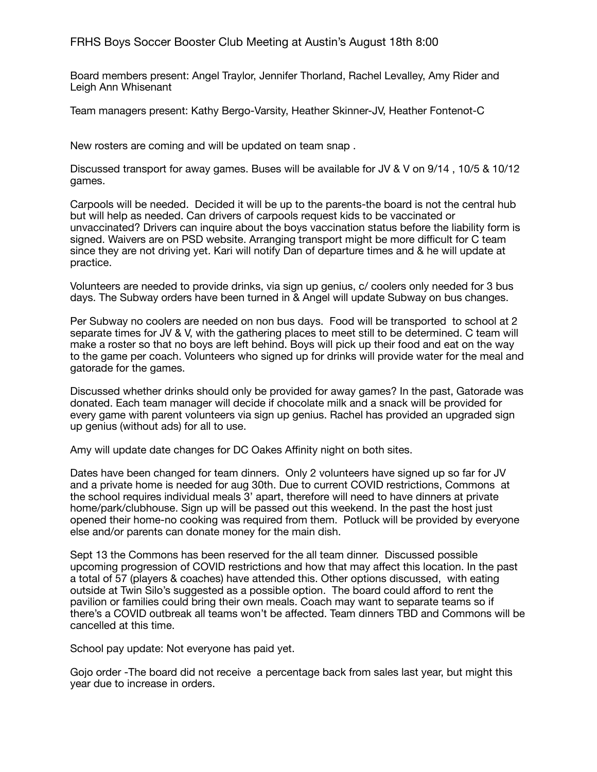# FRHS Boys Soccer Booster Club Meeting at Austin's August 18th 8:00

Board members present: Angel Traylor, Jennifer Thorland, Rachel Levalley, Amy Rider and Leigh Ann Whisenant

Team managers present: Kathy Bergo-Varsity, Heather Skinner-JV, Heather Fontenot-C

New rosters are coming and will be updated on team snap .

Discussed transport for away games. Buses will be available for JV & V on 9/14 , 10/5 & 10/12 games.

Carpools will be needed. Decided it will be up to the parents-the board is not the central hub but will help as needed. Can drivers of carpools request kids to be vaccinated or unvaccinated? Drivers can inquire about the boys vaccination status before the liability form is signed. Waivers are on PSD website. Arranging transport might be more difficult for C team since they are not driving yet. Kari will notify Dan of departure times and & he will update at practice.

Volunteers are needed to provide drinks, via sign up genius, c/ coolers only needed for 3 bus days. The Subway orders have been turned in & Angel will update Subway on bus changes.

Per Subway no coolers are needed on non bus days. Food will be transported to school at 2 separate times for JV & V, with the gathering places to meet still to be determined. C team will make a roster so that no boys are left behind. Boys will pick up their food and eat on the way to the game per coach. Volunteers who signed up for drinks will provide water for the meal and gatorade for the games.

Discussed whether drinks should only be provided for away games? In the past, Gatorade was donated. Each team manager will decide if chocolate milk and a snack will be provided for every game with parent volunteers via sign up genius. Rachel has provided an upgraded sign up genius (without ads) for all to use.

Amy will update date changes for DC Oakes Affinity night on both sites.

Dates have been changed for team dinners. Only 2 volunteers have signed up so far for JV and a private home is needed for aug 30th. Due to current COVID restrictions, Commons at the school requires individual meals 3' apart, therefore will need to have dinners at private home/park/clubhouse. Sign up will be passed out this weekend. In the past the host just opened their home-no cooking was required from them. Potluck will be provided by everyone else and/or parents can donate money for the main dish.

Sept 13 the Commons has been reserved for the all team dinner. Discussed possible upcoming progression of COVID restrictions and how that may affect this location. In the past a total of 57 (players & coaches) have attended this. Other options discussed, with eating outside at Twin Silo's suggested as a possible option. The board could afford to rent the pavilion or families could bring their own meals. Coach may want to separate teams so if there's a COVID outbreak all teams won't be affected. Team dinners TBD and Commons will be cancelled at this time.

School pay update: Not everyone has paid yet.

Gojo order -The board did not receive a percentage back from sales last year, but might this year due to increase in orders.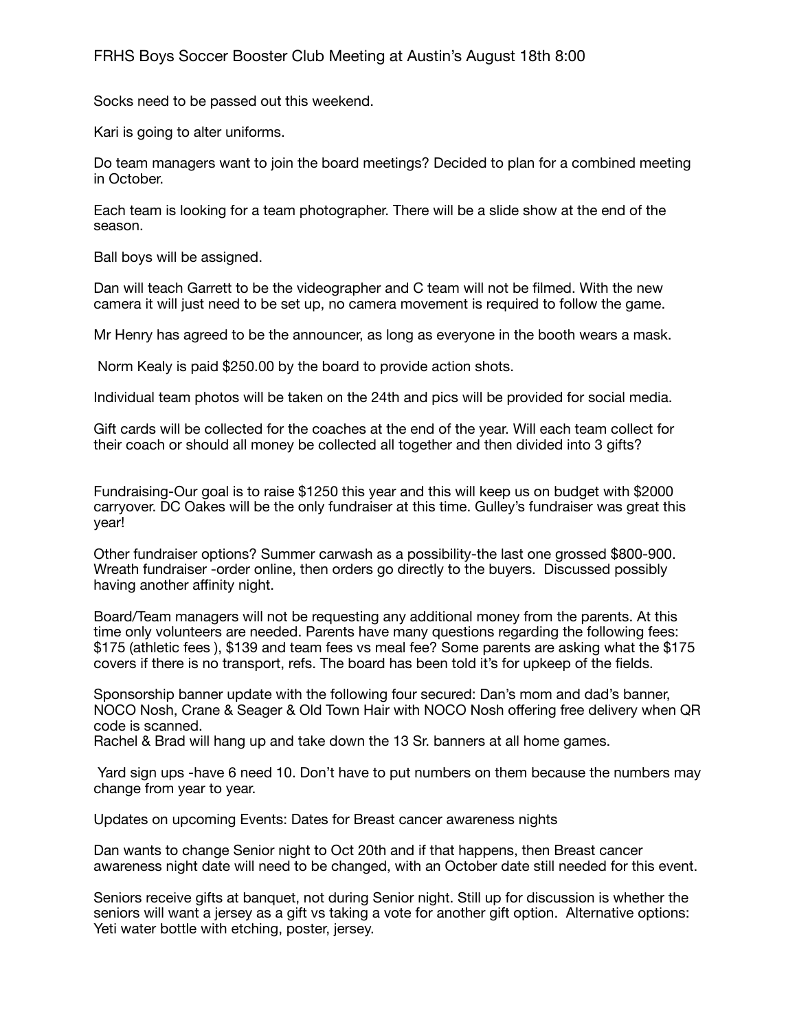FRHS Boys Soccer Booster Club Meeting at Austin's August 18th 8:00

Socks need to be passed out this weekend.

Kari is going to alter uniforms.

Do team managers want to join the board meetings? Decided to plan for a combined meeting in October.

Each team is looking for a team photographer. There will be a slide show at the end of the season.

Ball boys will be assigned.

Dan will teach Garrett to be the videographer and C team will not be filmed. With the new camera it will just need to be set up, no camera movement is required to follow the game.

Mr Henry has agreed to be the announcer, as long as everyone in the booth wears a mask.

Norm Kealy is paid $250.00 by the board to provide action shots.

Individual team photos will be taken on the 24th and pics will be provided for social media.

Gift cards will be collected for the coaches at the end of the year. Will each team collect for their coach or should all money be collected all together and then divided into 3 gifts?

Fundraising-Our goal is to raise $1250 this year and this will keep us on budget with $2000 carryover. DC Oakes will be the only fundraiser at this time. Gulley's fundraiser was great this year!

Other fundraiser options? Summer carwash as a possibility-the last one grossed $800-900. Wreath fundraiser -order online, then orders go directly to the buyers. Discussed possibly having another affinity night.

Board/Team managers will not be requesting any additional money from the parents. At this time only volunteers are needed. Parents have many questions regarding the following fees: $175 (athletic fees ), $139 and team fees vs meal fee? Some parents are asking what the $175 covers if there is no transport, refs. The board has been told it's for upkeep of the fields.

Sponsorship banner update with the following four secured: Dan's mom and dad's banner, NOCO Nosh, Crane & Seager & Old Town Hair with NOCO Nosh offering free delivery when QR code is scanned.
Rachel & Brad will hang up and take down the 13 Sr. banners at all home games.

Yard sign ups -have 6 need 10. Don't have to put numbers on them because the numbers may change from year to year.

Updates on upcoming Events: Dates for Breast cancer awareness nights

Dan wants to change Senior night to Oct 20th and if that happens, then Breast cancer awareness night date will need to be changed, with an October date still needed for this event.

Seniors receive gifts at banquet, not during Senior night. Still up for discussion is whether the seniors will want a jersey as a gift vs taking a vote for another gift option. Alternative options: Yeti water bottle with etching, poster, jersey.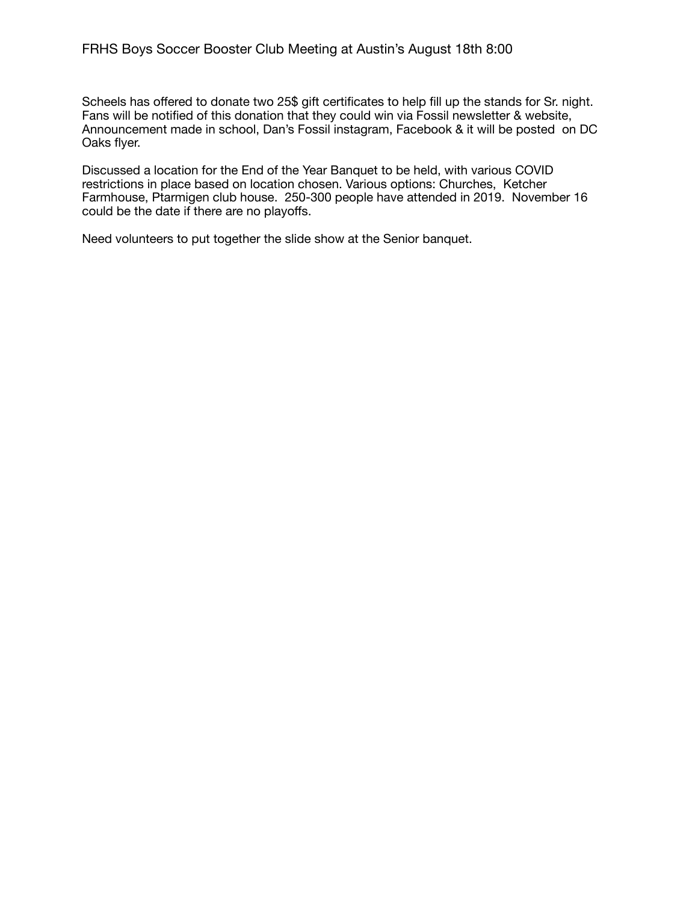FRHS Boys Soccer Booster Club Meeting at Austin's August 18th 8:00

Scheels has offered to donate two 25$ gift certificates to help fill up the stands for Sr. night. Fans will be notified of this donation that they could win via Fossil newsletter & website, Announcement made in school, Dan's Fossil instagram, Facebook & it will be posted on DC Oaks flyer.

Discussed a location for the End of the Year Banquet to be held, with various COVID restrictions in place based on location chosen. Various options: Churches, Ketcher Farmhouse, Ptarmigen club house. 250-300 people have attended in 2019. November 16 could be the date if there are no playoffs.

Need volunteers to put together the slide show at the Senior banquet.